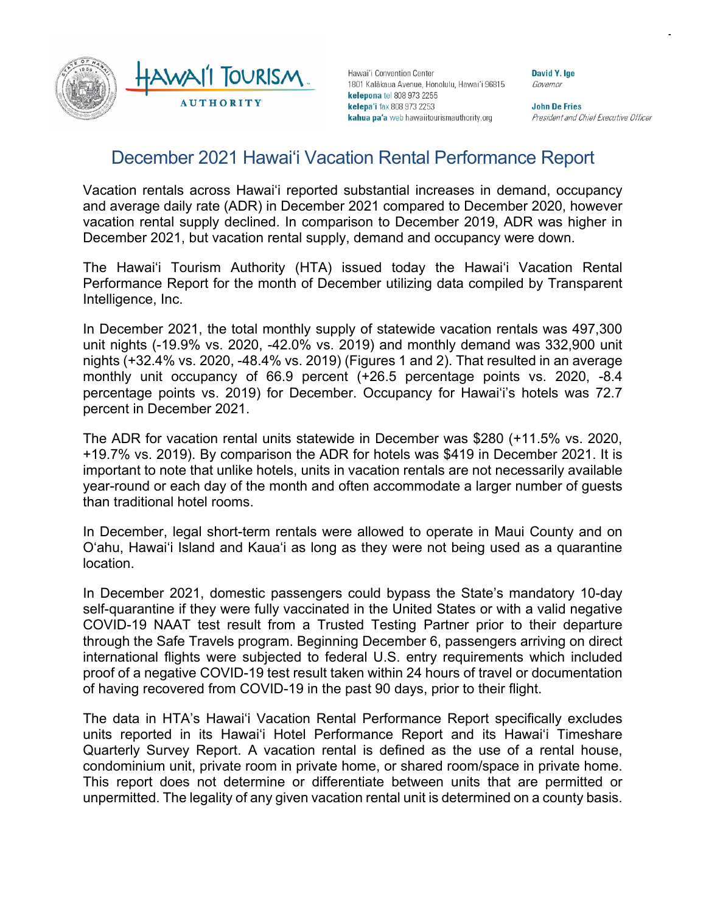Hawaiʻi Convention Center
1801 Kalākaua Avenue, Honolulu, Hawaiʻi 96815
**kelepona** tel 808 973 2255
**kelepaʻi** fax 808 973 2253
**kahua paʻa** web hawaiitourismauthority.org

**David Y. Ige**
*Governor*

**John De Fries**
*President and Chief Executive Officer*

# December 2021 Hawaiʻi Vacation Rental Performance Report

Vacation rentals across Hawaiʻi reported substantial increases in demand, occupancy and average daily rate (ADR) in December 2021 compared to December 2020, however vacation rental supply declined. In comparison to December 2019, ADR was higher in December 2021, but vacation rental supply, demand and occupancy were down.

The Hawaiʻi Tourism Authority (HTA) issued today the Hawaiʻi Vacation Rental Performance Report for the month of December utilizing data compiled by Transparent Intelligence, Inc.

In December 2021, the total monthly supply of statewide vacation rentals was 497,300 unit nights (-19.9% vs. 2020, -42.0% vs. 2019) and monthly demand was 332,900 unit nights (+32.4% vs. 2020, -48.4% vs. 2019) (Figures 1 and 2). That resulted in an average monthly unit occupancy of 66.9 percent (+26.5 percentage points vs. 2020, -8.4 percentage points vs. 2019) for December. Occupancy for Hawaiʻi's hotels was 72.7 percent in December 2021.

The ADR for vacation rental units statewide in December was $280 (+11.5% vs. 2020, +19.7% vs. 2019). By comparison the ADR for hotels was $419 in December 2021. It is important to note that unlike hotels, units in vacation rentals are not necessarily available year-round or each day of the month and often accommodate a larger number of guests than traditional hotel rooms.

In December, legal short-term rentals were allowed to operate in Maui County and on Oʻahu, Hawaiʻi Island and Kauaʻi as long as they were not being used as a quarantine location.

In December 2021, domestic passengers could bypass the State's mandatory 10-day self-quarantine if they were fully vaccinated in the United States or with a valid negative COVID-19 NAAT test result from a Trusted Testing Partner prior to their departure through the Safe Travels program. Beginning December 6, passengers arriving on direct international flights were subjected to federal U.S. entry requirements which included proof of a negative COVID-19 test result taken within 24 hours of travel or documentation of having recovered from COVID-19 in the past 90 days, prior to their flight.

The data in HTA's Hawaiʻi Vacation Rental Performance Report specifically excludes units reported in its Hawaiʻi Hotel Performance Report and its Hawaiʻi Timeshare Quarterly Survey Report. A vacation rental is defined as the use of a rental house, condominium unit, private room in private home, or shared room/space in private home. This report does not determine or differentiate between units that are permitted or unpermitted. The legality of any given vacation rental unit is determined on a county basis.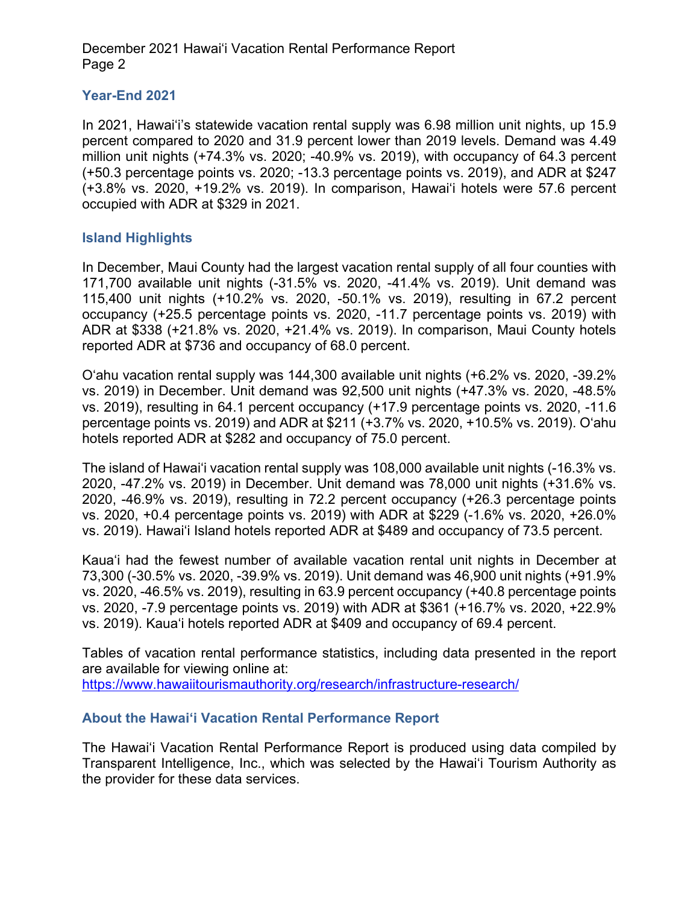## Year-End 2021

In 2021, Hawaiʻi's statewide vacation rental supply was 6.98 million unit nights, up 15.9 percent compared to 2020 and 31.9 percent lower than 2019 levels. Demand was 4.49 million unit nights (+74.3% vs. 2020; -40.9% vs. 2019), with occupancy of 64.3 percent (+50.3 percentage points vs. 2020; -13.3 percentage points vs. 2019), and ADR at $247 (+3.8% vs. 2020, +19.2% vs. 2019). In comparison, Hawaiʻi hotels were 57.6 percent occupied with ADR at $329 in 2021.

## Island Highlights

In December, Maui County had the largest vacation rental supply of all four counties with 171,700 available unit nights (-31.5% vs. 2020, -41.4% vs. 2019). Unit demand was 115,400 unit nights (+10.2% vs. 2020, -50.1% vs. 2019), resulting in 67.2 percent occupancy (+25.5 percentage points vs. 2020, -11.7 percentage points vs. 2019) with ADR at $338 (+21.8% vs. 2020, +21.4% vs. 2019). In comparison, Maui County hotels reported ADR at $736 and occupancy of 68.0 percent.

Oʻahu vacation rental supply was 144,300 available unit nights (+6.2% vs. 2020, -39.2% vs. 2019) in December. Unit demand was 92,500 unit nights (+47.3% vs. 2020, -48.5% vs. 2019), resulting in 64.1 percent occupancy (+17.9 percentage points vs. 2020, -11.6 percentage points vs. 2019) and ADR at $211 (+3.7% vs. 2020, +10.5% vs. 2019). Oʻahu hotels reported ADR at $282 and occupancy of 75.0 percent.

The island of Hawaiʻi vacation rental supply was 108,000 available unit nights (-16.3% vs. 2020, -47.2% vs. 2019) in December. Unit demand was 78,000 unit nights (+31.6% vs. 2020, -46.9% vs. 2019), resulting in 72.2 percent occupancy (+26.3 percentage points vs. 2020, +0.4 percentage points vs. 2019) with ADR at $229 (-1.6% vs. 2020, +26.0% vs. 2019). Hawaiʻi Island hotels reported ADR at $489 and occupancy of 73.5 percent.

Kauaʻi had the fewest number of available vacation rental unit nights in December at 73,300 (-30.5% vs. 2020, -39.9% vs. 2019). Unit demand was 46,900 unit nights (+91.9% vs. 2020, -46.5% vs. 2019), resulting in 63.9 percent occupancy (+40.8 percentage points vs. 2020, -7.9 percentage points vs. 2019) with ADR at $361 (+16.7% vs. 2020, +22.9% vs. 2019). Kauaʻi hotels reported ADR at $409 and occupancy of 69.4 percent.

Tables of vacation rental performance statistics, including data presented in the report are available for viewing online at:
https://www.hawaiitourismauthority.org/research/infrastructure-research/

## About the Hawaiʻi Vacation Rental Performance Report

The Hawaiʻi Vacation Rental Performance Report is produced using data compiled by Transparent Intelligence, Inc., which was selected by the Hawaiʻi Tourism Authority as the provider for these data services.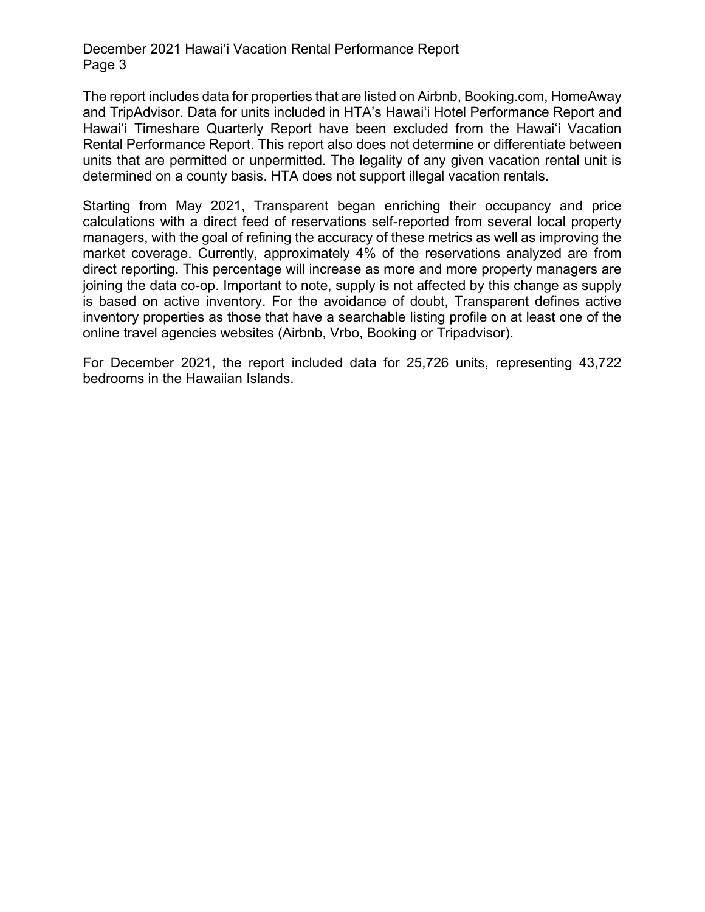The report includes data for properties that are listed on Airbnb, Booking.com, HomeAway and TripAdvisor. Data for units included in HTA's Hawai'i Hotel Performance Report and Hawai'i Timeshare Quarterly Report have been excluded from the Hawai'i Vacation Rental Performance Report. This report also does not determine or differentiate between units that are permitted or unpermitted. The legality of any given vacation rental unit is determined on a county basis. HTA does not support illegal vacation rentals.

Starting from May 2021, Transparent began enriching their occupancy and price calculations with a direct feed of reservations self-reported from several local property managers, with the goal of refining the accuracy of these metrics as well as improving the market coverage. Currently, approximately 4% of the reservations analyzed are from direct reporting. This percentage will increase as more and more property managers are joining the data co-op. Important to note, supply is not affected by this change as supply is based on active inventory. For the avoidance of doubt, Transparent defines active inventory properties as those that have a searchable listing profile on at least one of the online travel agencies websites (Airbnb, Vrbo, Booking or Tripadvisor).

For December 2021, the report included data for 25,726 units, representing 43,722 bedrooms in the Hawaiian Islands.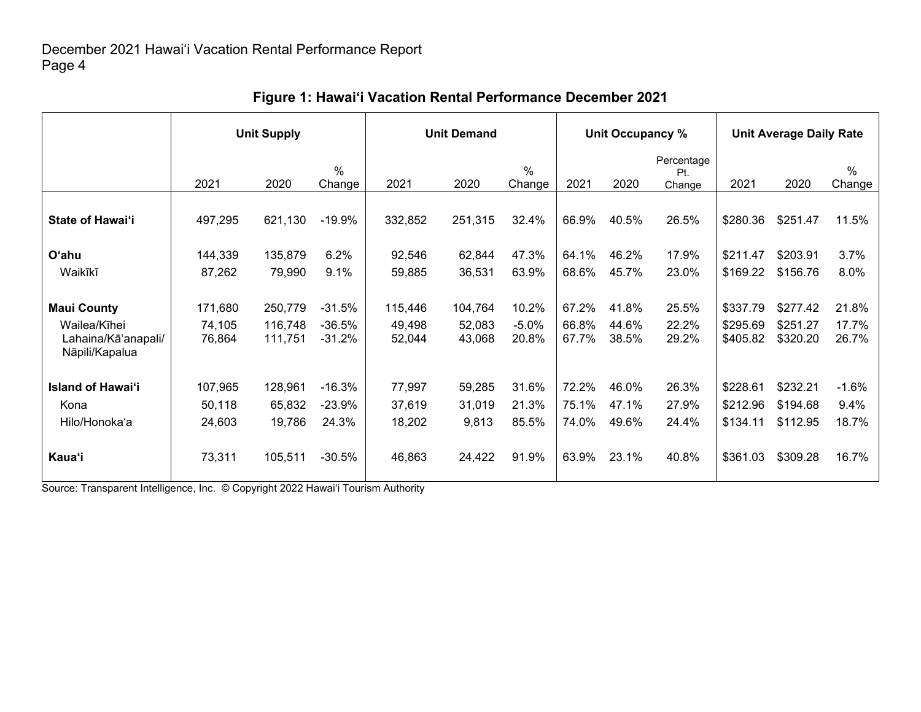### Figure 1: Hawai'i Vacation Rental Performance December 2021

| | Unit Supply | | | Unit Demand | | | Unit Occupancy % | | | Unit Average Daily Rate | | |
|---|---|---|---|---|---|---|---|---|---|---|---|---|
| | 2021 | 2020 | % Change | 2021 | 2020 | % Change | 2021 | 2020 | Percentage Pt. Change | 2021 | 2020 | % Change |
| **State of Hawai'i** | 497,295 | 621,130 | -19.9% | 332,852 | 251,315 | 32.4% | 66.9% | 40.5% | 26.5% | $280.36 | $251.47 | 11.5% |
| **O'ahu** | 144,339 | 135,879 | 6.2% | 92,546 | 62,844 | 47.3% | 64.1% | 46.2% | 17.9% | $211.47 | $203.91 | 3.7% |
| Waikīkī | 87,262 | 79,990 | 9.1% | 59,885 | 36,531 | 63.9% | 68.6% | 45.7% | 23.0% | $169.22 | $156.76 | 8.0% |
| **Maui County** | 171,680 | 250,779 | -31.5% | 115,446 | 104,764 | 10.2% | 67.2% | 41.8% | 25.5% | $337.79 | $277.42 | 21.8% |
| Wailea/Kīhei | 74,105 | 116,748 | -36.5% | 49,498 | 52,083 | -5.0% | 66.8% | 44.6% | 22.2% | $295.69 | $251.27 | 17.7% |
| Lahaina/Kā'anapali/ Nāpili/Kapalua | 76,864 | 111,751 | -31.2% | 52,044 | 43,068 | 20.8% | 67.7% | 38.5% | 29.2% | $405.82 | $320.20 | 26.7% |
| **Island of Hawai'i** | 107,965 | 128,961 | -16.3% | 77,997 | 59,285 | 31.6% | 72.2% | 46.0% | 26.3% | $228.61 | $232.21 | -1.6% |
| Kona | 50,118 | 65,832 | -23.9% | 37,619 | 31,019 | 21.3% | 75.1% | 47.1% | 27.9% | $212.96 | $194.68 | 9.4% |
| Hilo/Honoka'a | 24,603 | 19,786 | 24.3% | 18,202 | 9,813 | 85.5% | 74.0% | 49.6% | 24.4% | $134.11 | $112.95 | 18.7% |
| **Kaua'i** | 73,311 | 105,511 | -30.5% | 46,863 | 24,422 | 91.9% | 63.9% | 23.1% | 40.8% | $361.03 | $309.28 | 16.7% |

Source: Transparent Intelligence, Inc. © Copyright 2022 Hawai'i Tourism Authority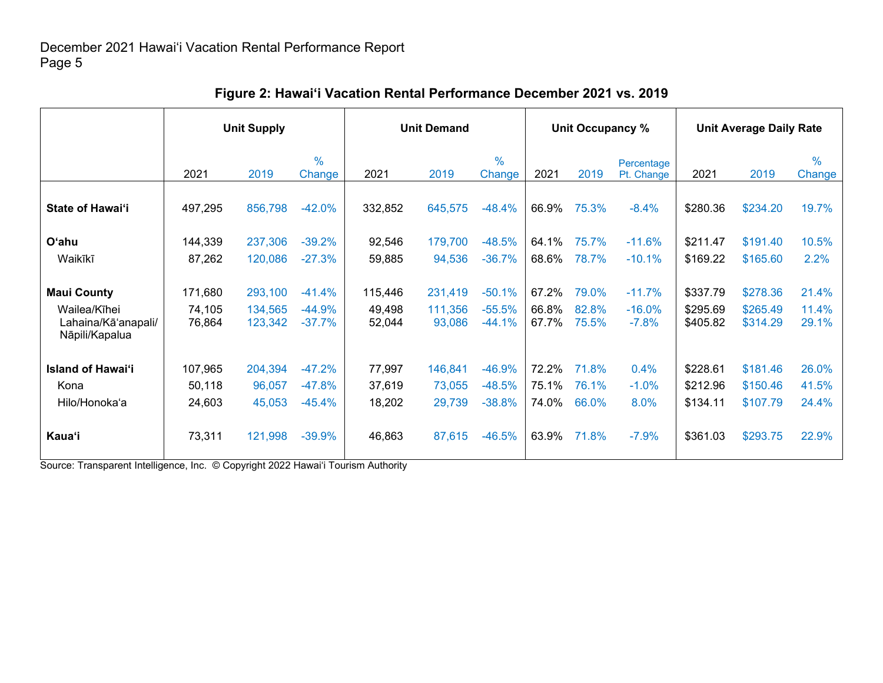## Figure 2: Hawai‘i Vacation Rental Performance December 2021 vs. 2019

| | Unit Supply | | | Unit Demand | | | Unit Occupancy % | | | Unit Average Daily Rate | | |
|---|---|---|---|---|---|---|---|---|---|---|---|---|
| | 2021 | 2019 | % Change | 2021 | 2019 | % Change | 2021 | 2019 | Percentage Pt. Change | 2021 | 2019 | % Change |
| **State of Hawai‘i** | 497,295 | 856,798 | -42.0% | 332,852 | 645,575 | -48.4% | 66.9% | 75.3% | -8.4% | $280.36 | $234.20 | 19.7% |
| **O‘ahu** | 144,339 | 237,306 | -39.2% | 92,546 | 179,700 | -48.5% | 64.1% | 75.7% | -11.6% | $211.47 | $191.40 | 10.5% |
| Waikīkī | 87,262 | 120,086 | -27.3% | 59,885 | 94,536 | -36.7% | 68.6% | 78.7% | -10.1% | $169.22 | $165.60 | 2.2% |
| **Maui County** | 171,680 | 293,100 | -41.4% | 115,446 | 231,419 | -50.1% | 67.2% | 79.0% | -11.7% | $337.79 | $278.36 | 21.4% |
| Wailea/Kīhei | 74,105 | 134,565 | -44.9% | 49,498 | 111,356 | -55.5% | 66.8% | 82.8% | -16.0% | $295.69 | $265.49 | 11.4% |
| Lahaina/Kā‘anapali/ Nāpili/Kapalua | 76,864 | 123,342 | -37.7% | 52,044 | 93,086 | -44.1% | 67.7% | 75.5% | -7.8% | $405.82 | $314.29 | 29.1% |
| **Island of Hawai‘i** | 107,965 | 204,394 | -47.2% | 77,997 | 146,841 | -46.9% | 72.2% | 71.8% | 0.4% | $228.61 | $181.46 | 26.0% |
| Kona | 50,118 | 96,057 | -47.8% | 37,619 | 73,055 | -48.5% | 75.1% | 76.1% | -1.0% | $212.96 | $150.46 | 41.5% |
| Hilo/Honoka‘a | 24,603 | 45,053 | -45.4% | 18,202 | 29,739 | -38.8% | 74.0% | 66.0% | 8.0% | $134.11 | $107.79 | 24.4% |
| **Kaua‘i** | 73,311 | 121,998 | -39.9% | 46,863 | 87,615 | -46.5% | 63.9% | 71.8% | -7.9% | $361.03 | $293.75 | 22.9% |

Source: Transparent Intelligence, Inc. © Copyright 2022 Hawai‘i Tourism Authority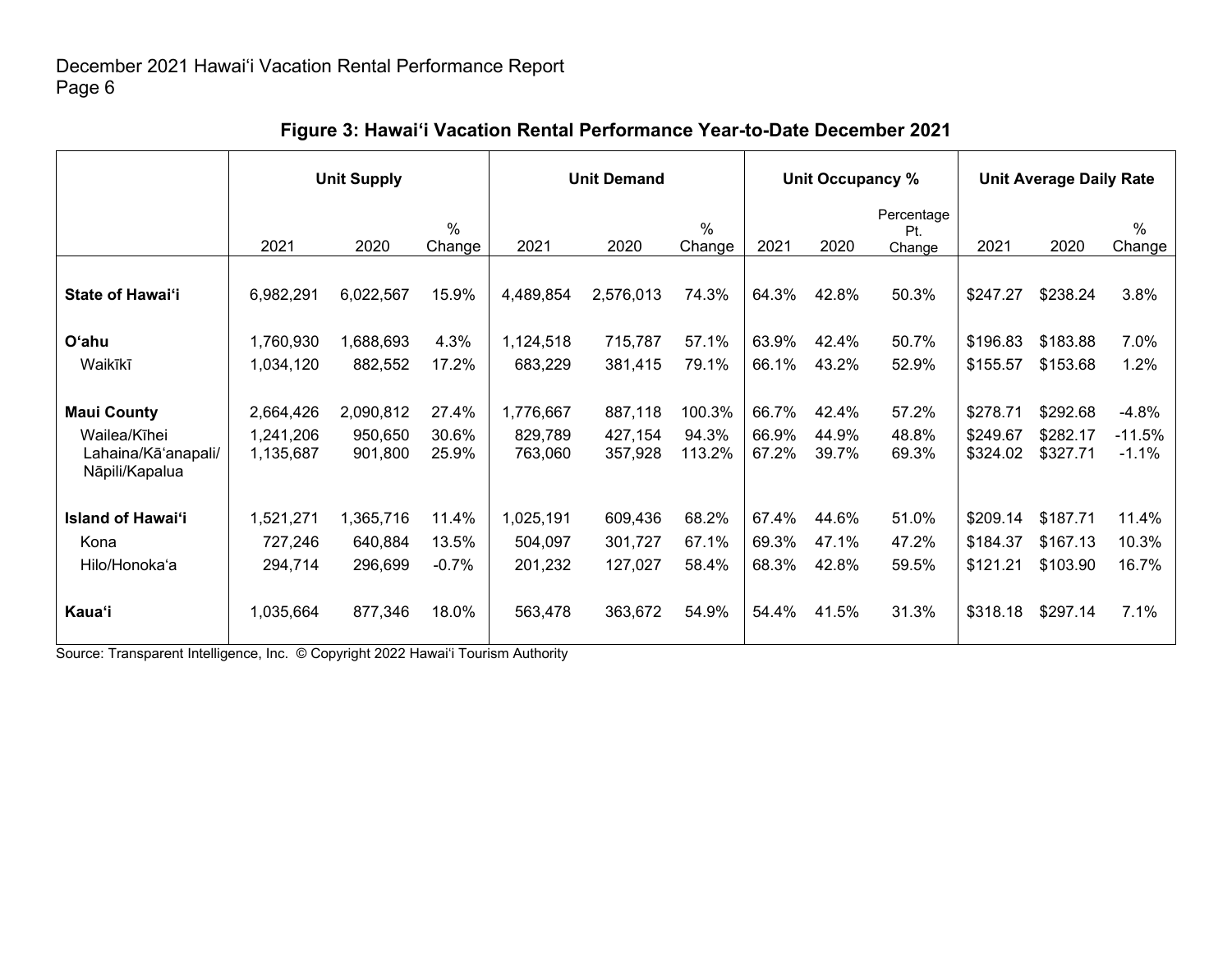### Figure 3: Hawai'i Vacation Rental Performance Year-to-Date December 2021

| | Unit Supply | | | Unit Demand | | | Unit Occupancy % | | | Unit Average Daily Rate | | |
|---|---|---|---|---|---|---|---|---|---|---|---|---|
| | 2021 | 2020 | % Change | 2021 | 2020 | % Change | 2021 | 2020 | Percentage Pt. Change | 2021 | 2020 | % Change |
| **State of Hawai'i** | 6,982,291 | 6,022,567 | 15.9% | 4,489,854 | 2,576,013 | 74.3% | 64.3% | 42.8% | 50.3% | $247.27 | $238.24 | 3.8% |
| **O'ahu** | 1,760,930 | 1,688,693 | 4.3% | 1,124,518 | 715,787 | 57.1% | 63.9% | 42.4% | 50.7% | $196.83 | $183.88 | 7.0% |
| Waikīkī | 1,034,120 | 882,552 | 17.2% | 683,229 | 381,415 | 79.1% | 66.1% | 43.2% | 52.9% | $155.57 | $153.68 | 1.2% |
| **Maui County** | 2,664,426 | 2,090,812 | 27.4% | 1,776,667 | 887,118 | 100.3% | 66.7% | 42.4% | 57.2% | $278.71 | $292.68 | -4.8% |
| Wailea/Kīhei | 1,241,206 | 950,650 | 30.6% | 829,789 | 427,154 | 94.3% | 66.9% | 44.9% | 48.8% | $249.67 | $282.17 | -11.5% |
| Lahaina/Kā'anapali/ Nāpili/Kapalua | 1,135,687 | 901,800 | 25.9% | 763,060 | 357,928 | 113.2% | 67.2% | 39.7% | 69.3% | $324.02 | $327.71 | -1.1% |
| **Island of Hawai'i** | 1,521,271 | 1,365,716 | 11.4% | 1,025,191 | 609,436 | 68.2% | 67.4% | 44.6% | 51.0% | $209.14 | $187.71 | 11.4% |
| Kona | 727,246 | 640,884 | 13.5% | 504,097 | 301,727 | 67.1% | 69.3% | 47.1% | 47.2% | $184.37 | $167.13 | 10.3% |
| Hilo/Honoka'a | 294,714 | 296,699 | -0.7% | 201,232 | 127,027 | 58.4% | 68.3% | 42.8% | 59.5% | $121.21 | $103.90 | 16.7% |
| **Kaua'i** | 1,035,664 | 877,346 | 18.0% | 563,478 | 363,672 | 54.9% | 54.4% | 41.5% | 31.3% | $318.18 | $297.14 | 7.1% |

Source: Transparent Intelligence, Inc. © Copyright 2022 Hawai'i Tourism Authority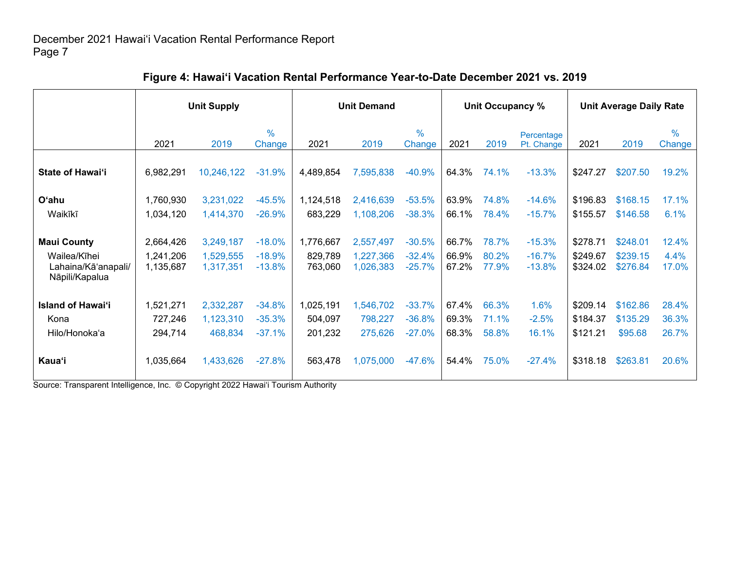### Figure 4: Hawai'i Vacation Rental Performance Year-to-Date December 2021 vs. 2019

| | Unit Supply | | | Unit Demand | | | Unit Occupancy % | | | Unit Average Daily Rate | | |
|---|---|---|---|---|---|---|---|---|---|---|---|---|
| | 2021 | 2019 | % Change | 2021 | 2019 | % Change | 2021 | 2019 | Percentage Pt. Change | 2021 | 2019 | % Change |
| **State of Hawai'i** | 6,982,291 | 10,246,122 | -31.9% | 4,489,854 | 7,595,838 | -40.9% | 64.3% | 74.1% | -13.3% | $247.27 | $207.50 | 19.2% |
| **O'ahu** | 1,760,930 | 3,231,022 | -45.5% | 1,124,518 | 2,416,639 | -53.5% | 63.9% | 74.8% | -14.6% | $196.83 | $168.15 | 17.1% |
| Waikīkī | 1,034,120 | 1,414,370 | -26.9% | 683,229 | 1,108,206 | -38.3% | 66.1% | 78.4% | -15.7% | $155.57 | $146.58 | 6.1% |
| **Maui County** | 2,664,426 | 3,249,187 | -18.0% | 1,776,667 | 2,557,497 | -30.5% | 66.7% | 78.7% | -15.3% | $278.71 | $248.01 | 12.4% |
| Wailea/Kīhei | 1,241,206 | 1,529,555 | -18.9% | 829,789 | 1,227,366 | -32.4% | 66.9% | 80.2% | -16.7% | $249.67 | $239.15 | 4.4% |
| Lahaina/Kā'anapali/ Nāpili/Kapalua | 1,135,687 | 1,317,351 | -13.8% | 763,060 | 1,026,383 | -25.7% | 67.2% | 77.9% | -13.8% | $324.02 | $276.84 | 17.0% |
| **Island of Hawai'i** | 1,521,271 | 2,332,287 | -34.8% | 1,025,191 | 1,546,702 | -33.7% | 67.4% | 66.3% | 1.6% | $209.14 | $162.86 | 28.4% |
| Kona | 727,246 | 1,123,310 | -35.3% | 504,097 | 798,227 | -36.8% | 69.3% | 71.1% | -2.5% | $184.37 | $135.29 | 36.3% |
| Hilo/Honoka'a | 294,714 | 468,834 | -37.1% | 201,232 | 275,626 | -27.0% | 68.3% | 58.8% | 16.1% | $121.21 | $95.68 | 26.7% |
| **Kaua'i** | 1,035,664 | 1,433,626 | -27.8% | 563,478 | 1,075,000 | -47.6% | 54.4% | 75.0% | -27.4% | $318.18 | $263.81 | 20.6% |

Source: Transparent Intelligence, Inc. © Copyright 2022 Hawai'i Tourism Authority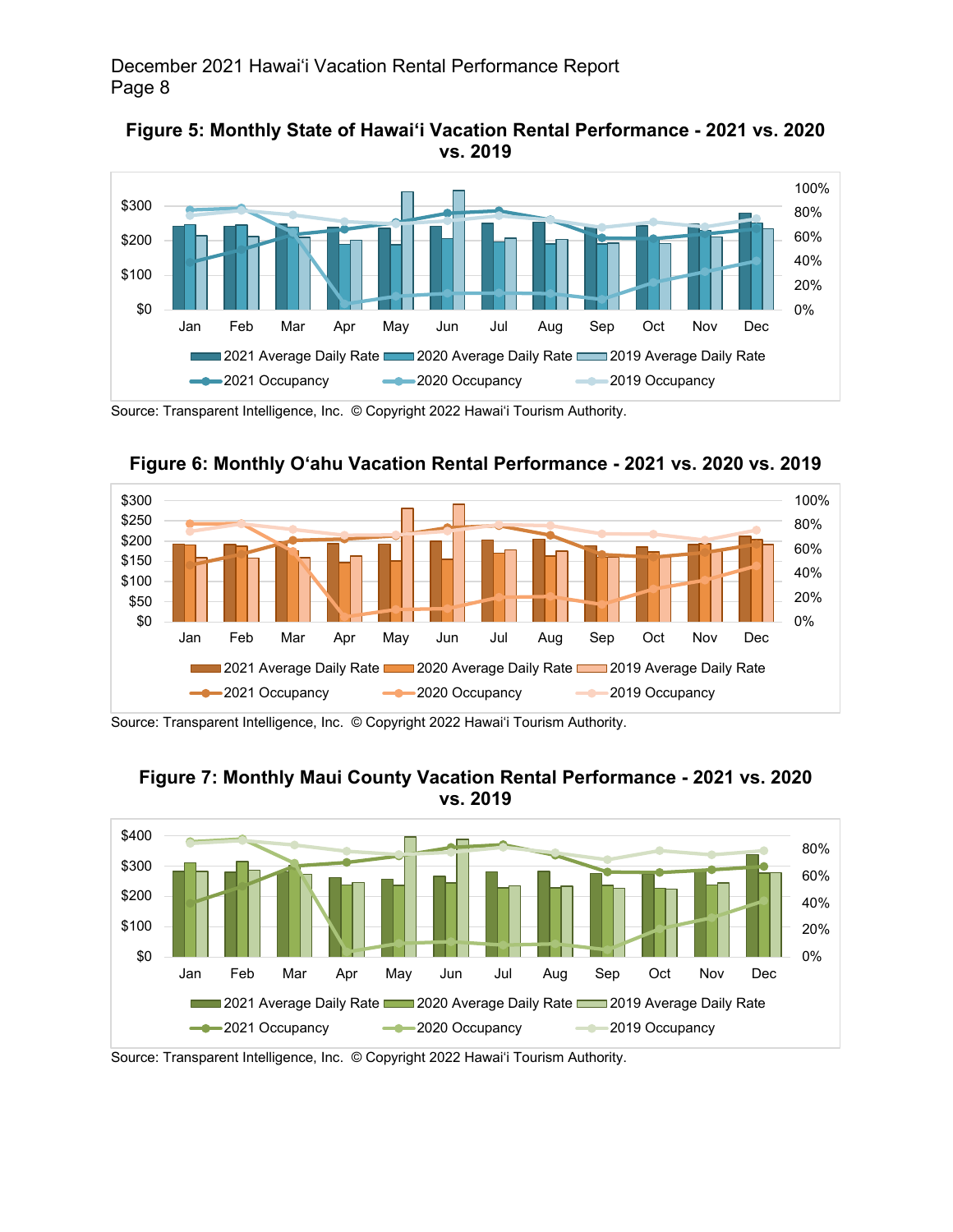**Figure 5: Monthly State of Hawaiʻi Vacation Rental Performance - 2021 vs. 2020 vs. 2019**

Source: Transparent Intelligence, Inc. © Copyright 2022 Hawaiʻi Tourism Authority.

**Figure 6: Monthly Oʻahu Vacation Rental Performance - 2021 vs. 2020 vs. 2019**

Source: Transparent Intelligence, Inc. © Copyright 2022 Hawaiʻi Tourism Authority.

**Figure 7: Monthly Maui County Vacation Rental Performance - 2021 vs. 2020 vs. 2019**

Source: Transparent Intelligence, Inc. © Copyright 2022 Hawaiʻi Tourism Authority.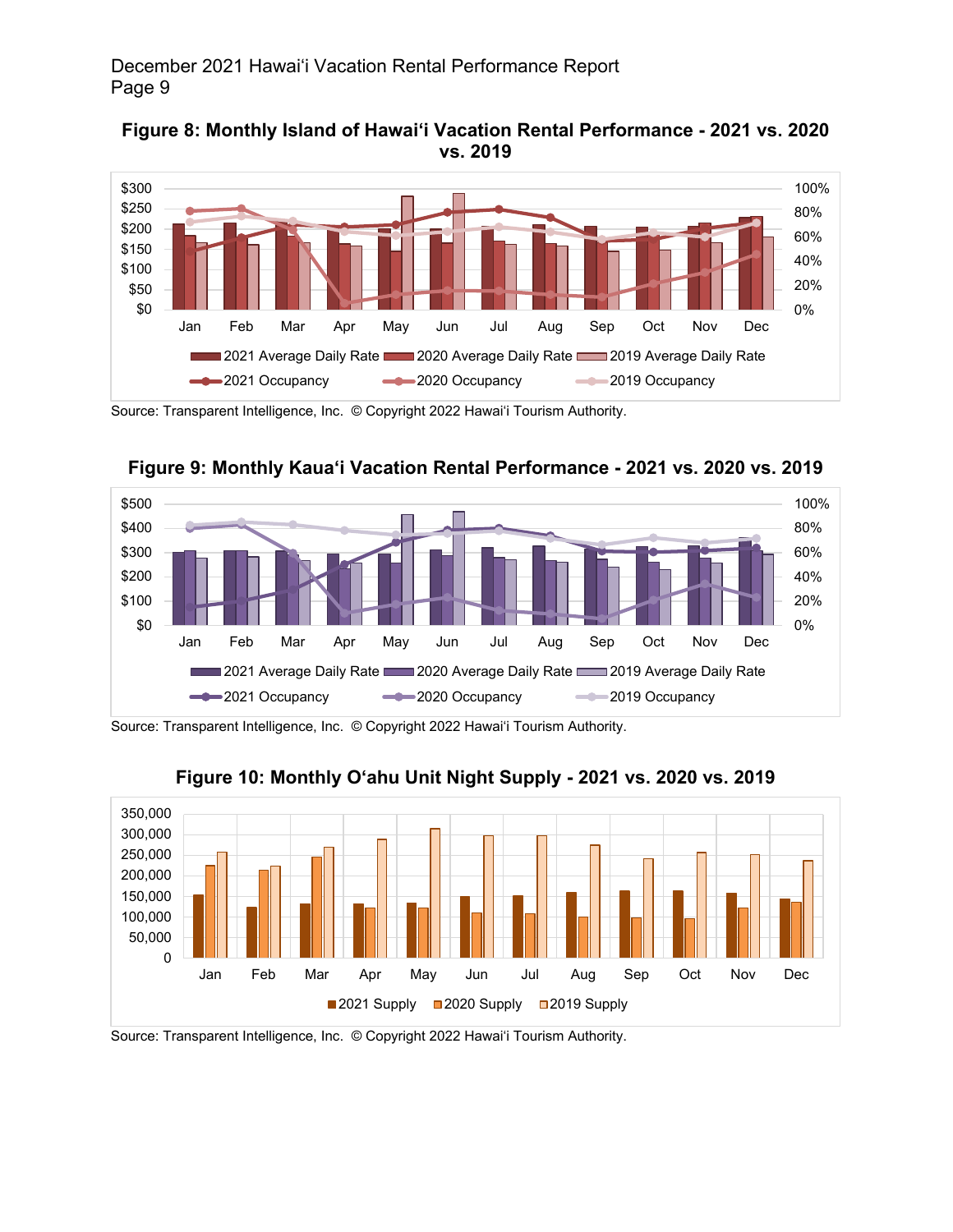**Figure 8: Monthly Island of Hawaiʻi Vacation Rental Performance - 2021 vs. 2020 vs. 2019**

Source: Transparent Intelligence, Inc. © Copyright 2022 Hawaiʻi Tourism Authority.

**Figure 9: Monthly Kauaʻi Vacation Rental Performance - 2021 vs. 2020 vs. 2019**

Source: Transparent Intelligence, Inc. © Copyright 2022 Hawaiʻi Tourism Authority.

**Figure 10: Monthly Oʻahu Unit Night Supply - 2021 vs. 2020 vs. 2019**

Source: Transparent Intelligence, Inc. © Copyright 2022 Hawaiʻi Tourism Authority.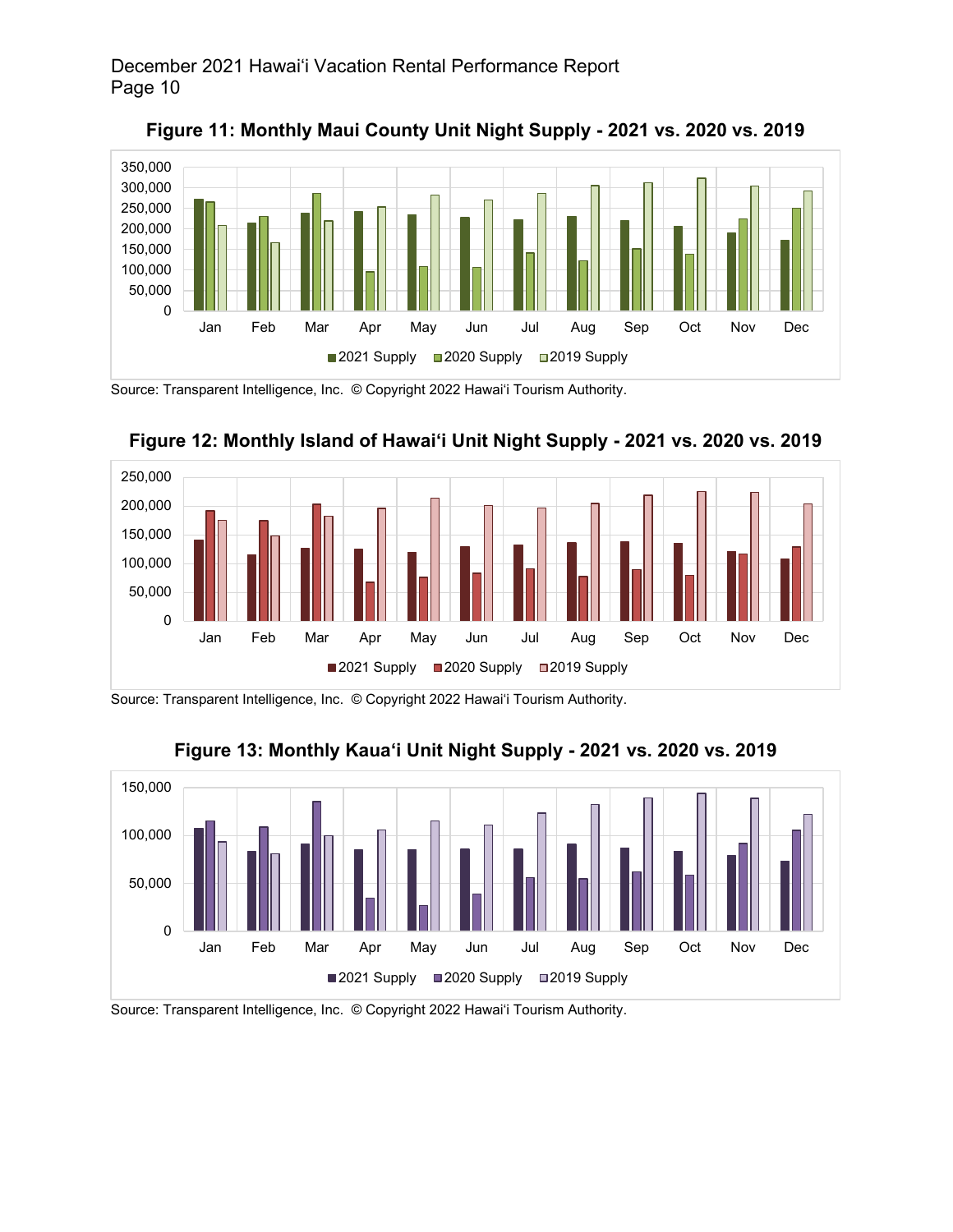**Figure 11: Monthly Maui County Unit Night Supply - 2021 vs. 2020 vs. 2019**

350,000
300,000
250,000
200,000
150,000
100,000
50,000
0

Jan Feb Mar Apr May Jun Jul Aug Sep Oct Nov Dec

2021 Supply 2020 Supply 2019 Supply

Source: Transparent Intelligence, Inc. © Copyright 2022 Hawai'i Tourism Authority.

**Figure 12: Monthly Island of Hawai'i Unit Night Supply - 2021 vs. 2020 vs. 2019**

250,000
200,000
150,000
100,000
50,000
0

Jan Feb Mar Apr May Jun Jul Aug Sep Oct Nov Dec

2021 Supply 2020 Supply 2019 Supply

Source: Transparent Intelligence, Inc. © Copyright 2022 Hawai'i Tourism Authority.

**Figure 13: Monthly Kaua'i Unit Night Supply - 2021 vs. 2020 vs. 2019**

150,000
100,000
50,000
0

Jan Feb Mar Apr May Jun Jul Aug Sep Oct Nov Dec

2021 Supply 2020 Supply 2019 Supply

Source: Transparent Intelligence, Inc. © Copyright 2022 Hawai'i Tourism Authority.